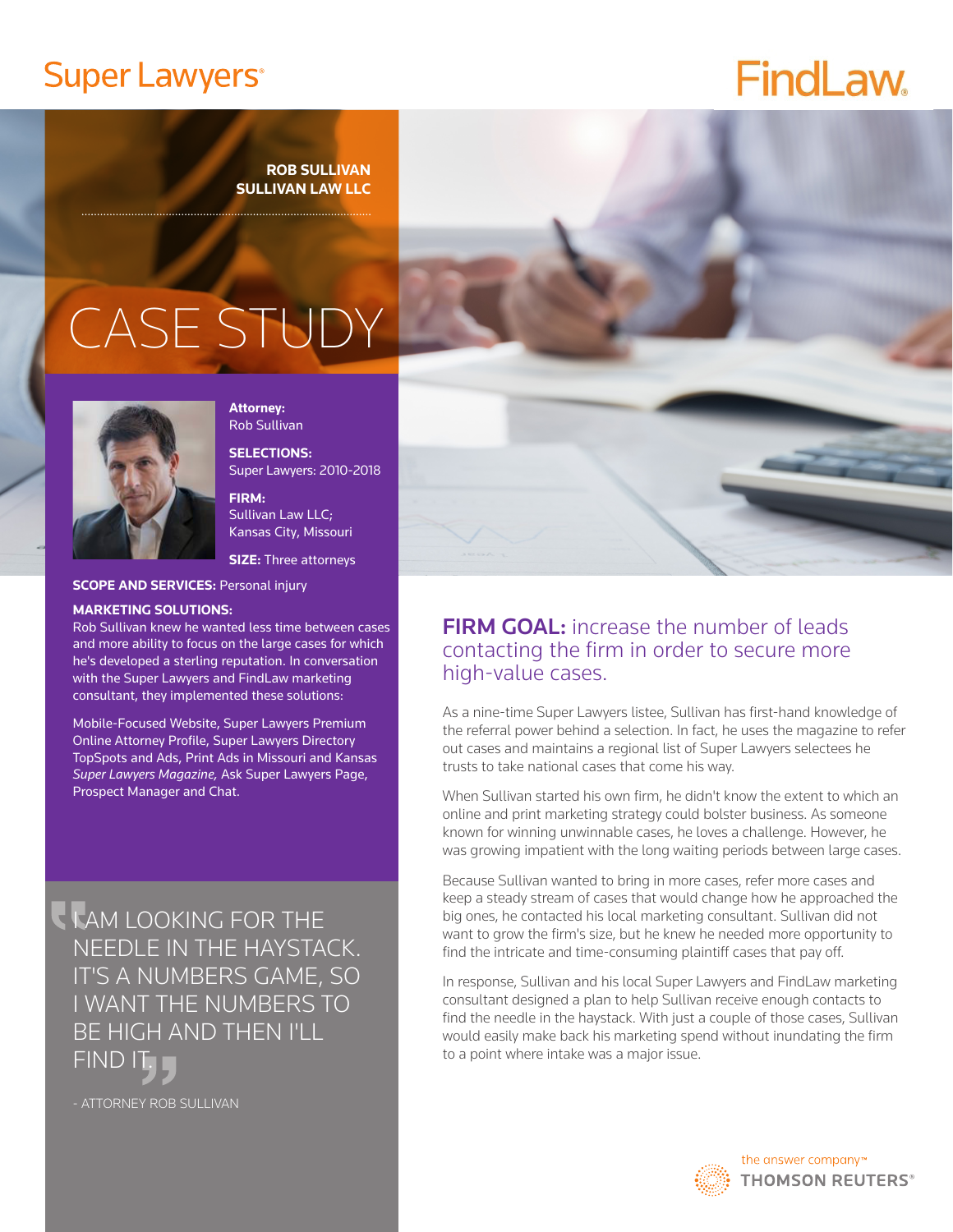Super Lawyers

FindLaw

**ROB SULLIVAN**
**SULLIVAN LAW LLC**

# CASE STUDY

**Attorney:**
Rob Sullivan

**SELECTIONS:**
Super Lawyers: 2010-2018

**FIRM:**
Sullivan Law LLC;
Kansas City, Missouri

**SIZE:** Three attorneys

**SCOPE AND SERVICES:** Personal injury

**MARKETING SOLUTIONS:**
Rob Sullivan knew he wanted less time between cases and more ability to focus on the large cases for which he's developed a sterling reputation. In conversation with the Super Lawyers and FindLaw marketing consultant, they implemented these solutions:

Mobile-Focused Website, Super Lawyers Premium Online Attorney Profile, Super Lawyers Directory TopSpots and Ads, Print Ads in Missouri and Kansas *Super Lawyers Magazine,* Ask Super Lawyers Page, Prospect Manager and Chat.

> "I AM LOOKING FOR THE NEEDLE IN THE HAYSTACK. IT'S A NUMBERS GAME, SO I WANT THE NUMBERS TO BE HIGH AND THEN I'LL FIND IT."
>
> \- ATTORNEY ROB SULLIVAN

## FIRM GOAL: increase the number of leads contacting the firm in order to secure more high-value cases.

As a nine-time Super Lawyers listee, Sullivan has first-hand knowledge of the referral power behind a selection. In fact, he uses the magazine to refer out cases and maintains a regional list of Super Lawyers selectees he trusts to take national cases that come his way.

When Sullivan started his own firm, he didn't know the extent to which an online and print marketing strategy could bolster business. As someone known for winning unwinnable cases, he loves a challenge. However, he was growing impatient with the long waiting periods between large cases.

Because Sullivan wanted to bring in more cases, refer more cases and keep a steady stream of cases that would change how he approached the big ones, he contacted his local marketing consultant. Sullivan did not want to grow the firm's size, but he knew he needed more opportunity to find the intricate and time-consuming plaintiff cases that pay off.

In response, Sullivan and his local Super Lawyers and FindLaw marketing consultant designed a plan to help Sullivan receive enough contacts to find the needle in the haystack. With just a couple of those cases, Sullivan would easily make back his marketing spend without inundating the firm to a point where intake was a major issue.

the answer company™ THOMSON REUTERS®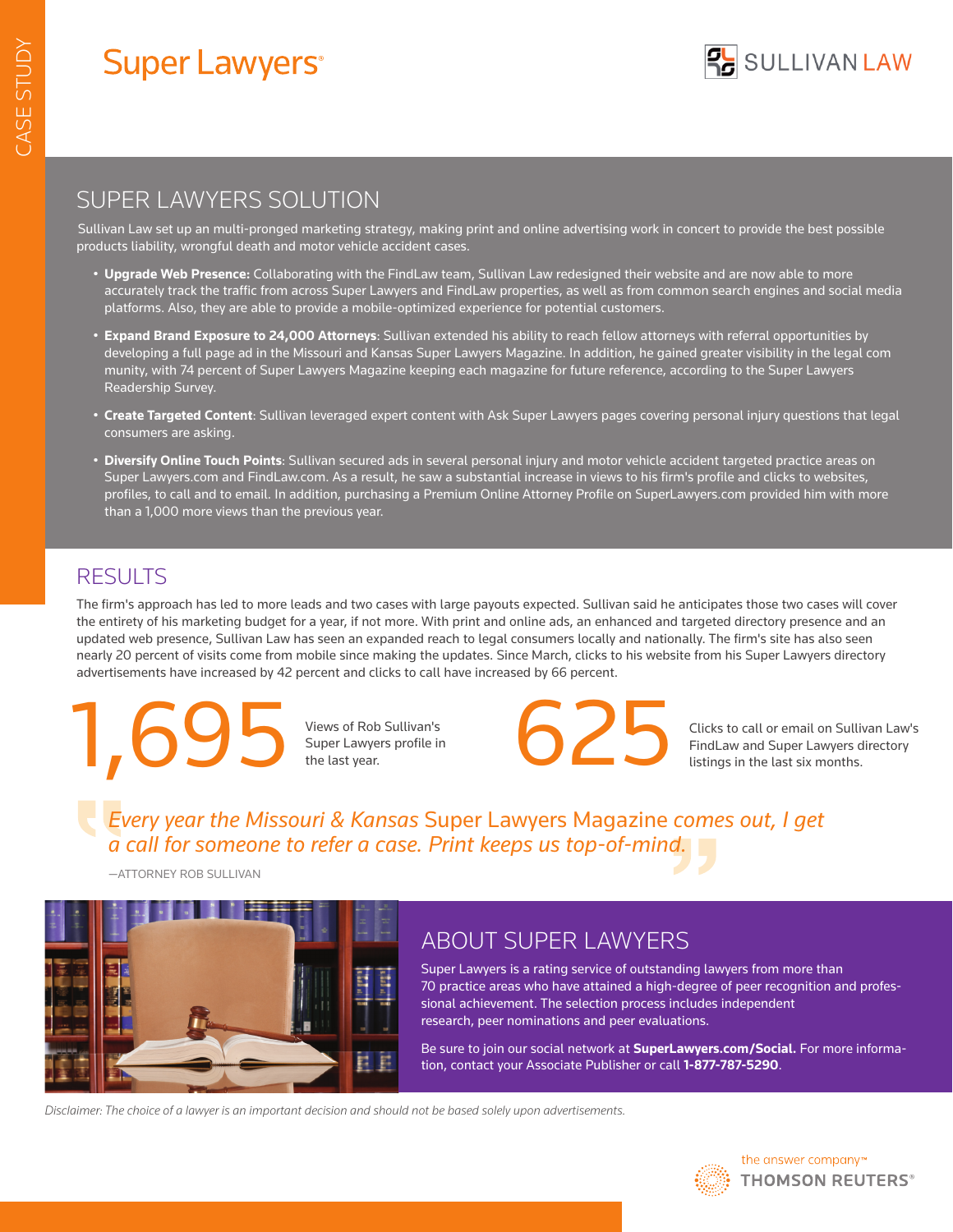Super Lawyers

SULLIVAN LAW

CASE STUDY

## SUPER LAWYERS SOLUTION

Sullivan Law set up an multi-pronged marketing strategy, making print and online advertising work in concert to provide the best possible products liability, wrongful death and motor vehicle accident cases.

- **Upgrade Web Presence:** Collaborating with the FindLaw team, Sullivan Law redesigned their website and are now able to more accurately track the traffic from across Super Lawyers and FindLaw properties, as well as from common search engines and social media platforms. Also, they are able to provide a mobile-optimized experience for potential customers.
- **Expand Brand Exposure to 24,000 Attorneys**: Sullivan extended his ability to reach fellow attorneys with referral opportunities by developing a full page ad in the Missouri and Kansas Super Lawyers Magazine. In addition, he gained greater visibility in the legal community, with 74 percent of Super Lawyers Magazine keeping each magazine for future reference, according to the Super Lawyers Readership Survey.
- **Create Targeted Content**: Sullivan leveraged expert content with Ask Super Lawyers pages covering personal injury questions that legal consumers are asking.
- **Diversify Online Touch Points**: Sullivan secured ads in several personal injury and motor vehicle accident targeted practice areas on Super Lawyers.com and FindLaw.com. As a result, he saw a substantial increase in views to his firm's profile and clicks to websites, profiles, to call and to email. In addition, purchasing a Premium Online Attorney Profile on SuperLawyers.com provided him with more than a 1,000 more views than the previous year.

## RESULTS

The firm's approach has led to more leads and two cases with large payouts expected. Sullivan said he anticipates those two cases will cover the entirety of his marketing budget for a year, if not more. With print and online ads, an enhanced and targeted directory presence and an updated web presence, Sullivan Law has seen an expanded reach to legal consumers locally and nationally. The firm's site has also seen nearly 20 percent of visits come from mobile since making the updates. Since March, clicks to his website from his Super Lawyers directory advertisements have increased by 42 percent and clicks to call have increased by 66 percent.

**1,695** Views of Rob Sullivan's Super Lawyers profile in the last year.

**625** Clicks to call or email on Sullivan Law's FindLaw and Super Lawyers directory listings in the last six months.

> *Every year the Missouri & Kansas* Super Lawyers Magazine *comes out, I get a call for someone to refer a case. Print keeps us top-of-mind.*
>
> —ATTORNEY ROB SULLIVAN

## ABOUT SUPER LAWYERS

Super Lawyers is a rating service of outstanding lawyers from more than 70 practice areas who have attained a high-degree of peer recognition and professional achievement. The selection process includes independent research, peer nominations and peer evaluations.

Be sure to join our social network at **SuperLawyers.com/Social.** For more information, contact your Associate Publisher or call **1-877-787-5290**.

*Disclaimer: The choice of a lawyer is an important decision and should not be based solely upon advertisements.*

the answer company™ THOMSON REUTERS®